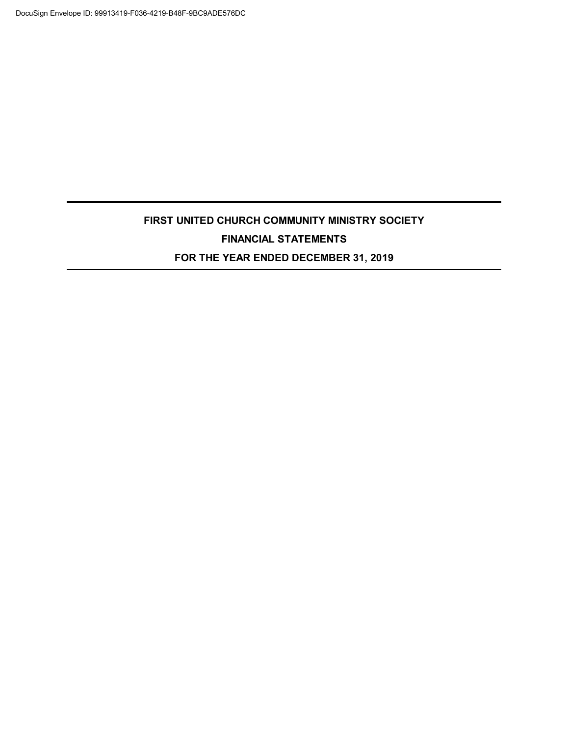# FIRST UNITED CHURCH COMMUNITY MINISTRY SOCIETY

## FINANCIAL STATEMENTS

## FOR THE YEAR ENDED DECEMBER 31, 2019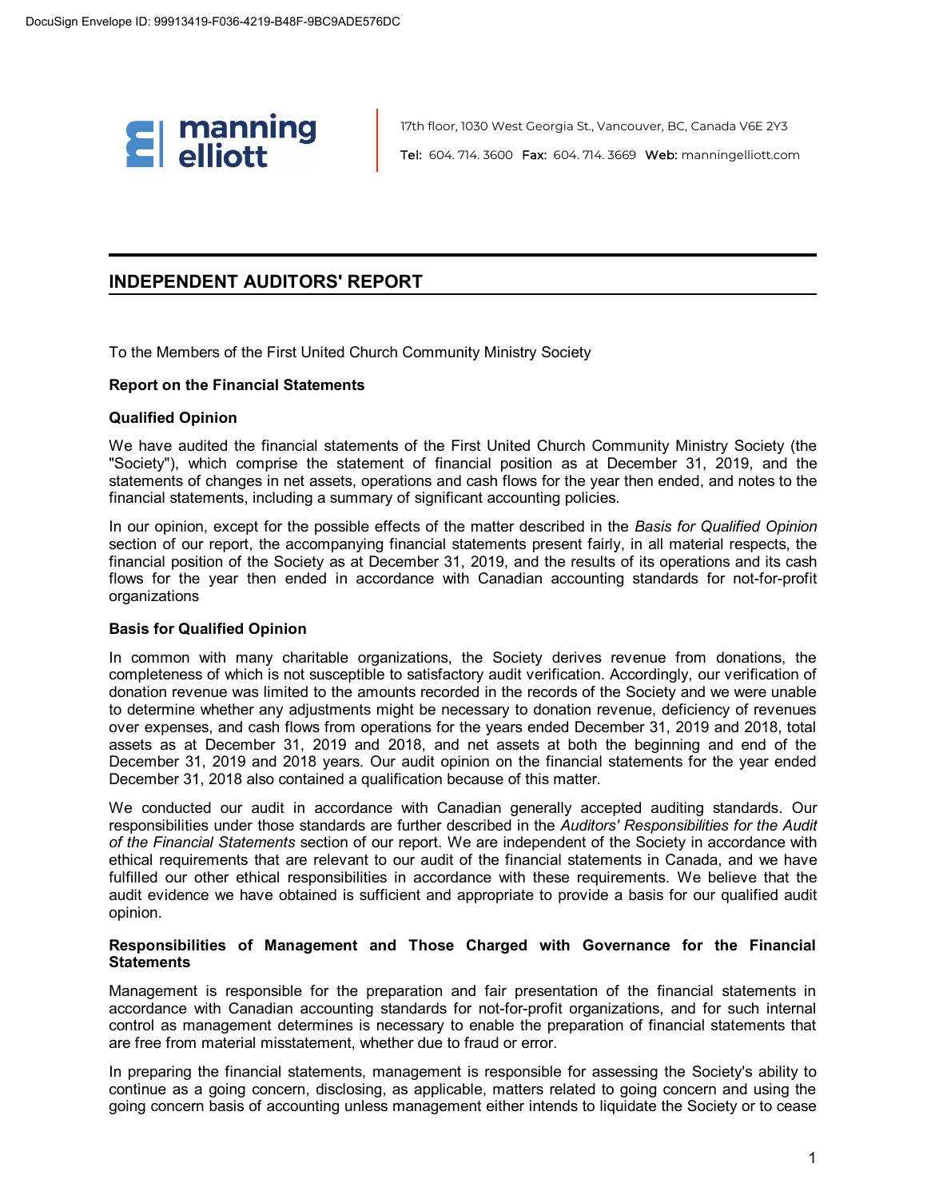manning elliott

17th floor, 1030 West Georgia St., Vancouver, BC, Canada V6E 2Y3

Tel: 604. 714. 3600 Fax: 604. 714. 3669 Web: manningelliott.com

## INDEPENDENT AUDITORS' REPORT

To the Members of the First United Church Community Ministry Society

**Report on the Financial Statements**

**Qualified Opinion**

We have audited the financial statements of the First United Church Community Ministry Society (the "Society"), which comprise the statement of financial position as at December 31, 2019, and the statements of changes in net assets, operations and cash flows for the year then ended, and notes to the financial statements, including a summary of significant accounting policies.

In our opinion, except for the possible effects of the matter described in the *Basis for Qualified Opinion* section of our report, the accompanying financial statements present fairly, in all material respects, the financial position of the Society as at December 31, 2019, and the results of its operations and its cash flows for the year then ended in accordance with Canadian accounting standards for not-for-profit organizations

**Basis for Qualified Opinion**

In common with many charitable organizations, the Society derives revenue from donations, the completeness of which is not susceptible to satisfactory audit verification. Accordingly, our verification of donation revenue was limited to the amounts recorded in the records of the Society and we were unable to determine whether any adjustments might be necessary to donation revenue, deficiency of revenues over expenses, and cash flows from operations for the years ended December 31, 2019 and 2018, total assets as at December 31, 2019 and 2018, and net assets at both the beginning and end of the December 31, 2019 and 2018 years. Our audit opinion on the financial statements for the year ended December 31, 2018 also contained a qualification because of this matter.

We conducted our audit in accordance with Canadian generally accepted auditing standards. Our responsibilities under those standards are further described in the *Auditors' Responsibilities for the Audit of the Financial Statements* section of our report. We are independent of the Society in accordance with ethical requirements that are relevant to our audit of the financial statements in Canada, and we have fulfilled our other ethical responsibilities in accordance with these requirements. We believe that the audit evidence we have obtained is sufficient and appropriate to provide a basis for our qualified audit opinion.

**Responsibilities of Management and Those Charged with Governance for the Financial Statements**

Management is responsible for the preparation and fair presentation of the financial statements in accordance with Canadian accounting standards for not-for-profit organizations, and for such internal control as management determines is necessary to enable the preparation of financial statements that are free from material misstatement, whether due to fraud or error.

In preparing the financial statements, management is responsible for assessing the Society's ability to continue as a going concern, disclosing, as applicable, matters related to going concern and using the going concern basis of accounting unless management either intends to liquidate the Society or to cease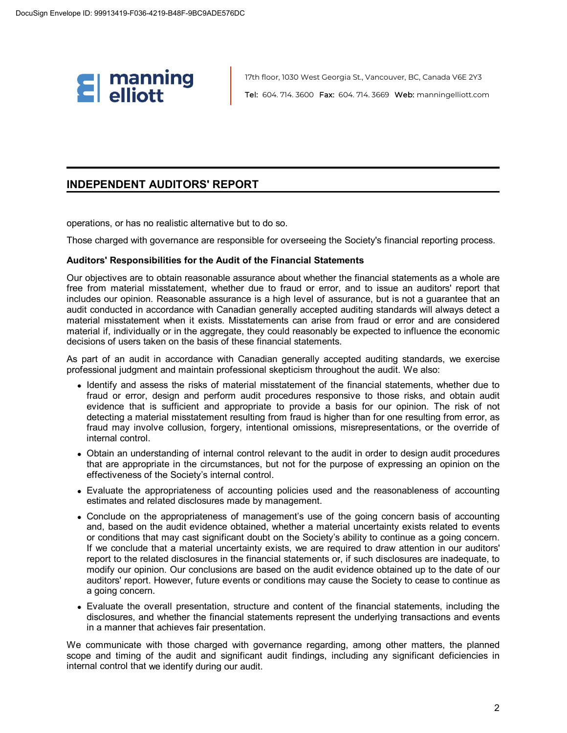## INDEPENDENT AUDITORS' REPORT

operations, or has no realistic alternative but to do so.

Those charged with governance are responsible for overseeing the Society's financial reporting process.

**Auditors' Responsibilities for the Audit of the Financial Statements**

Our objectives are to obtain reasonable assurance about whether the financial statements as a whole are free from material misstatement, whether due to fraud or error, and to issue an auditors' report that includes our opinion. Reasonable assurance is a high level of assurance, but is not a guarantee that an audit conducted in accordance with Canadian generally accepted auditing standards will always detect a material misstatement when it exists. Misstatements can arise from fraud or error and are considered material if, individually or in the aggregate, they could reasonably be expected to influence the economic decisions of users taken on the basis of these financial statements.

As part of an audit in accordance with Canadian generally accepted auditing standards, we exercise professional judgment and maintain professional skepticism throughout the audit. We also:

- Identify and assess the risks of material misstatement of the financial statements, whether due to fraud or error, design and perform audit procedures responsive to those risks, and obtain audit evidence that is sufficient and appropriate to provide a basis for our opinion. The risk of not detecting a material misstatement resulting from fraud is higher than for one resulting from error, as fraud may involve collusion, forgery, intentional omissions, misrepresentations, or the override of internal control.
- Obtain an understanding of internal control relevant to the audit in order to design audit procedures that are appropriate in the circumstances, but not for the purpose of expressing an opinion on the effectiveness of the Society's internal control.
- Evaluate the appropriateness of accounting policies used and the reasonableness of accounting estimates and related disclosures made by management.
- Conclude on the appropriateness of management's use of the going concern basis of accounting and, based on the audit evidence obtained, whether a material uncertainty exists related to events or conditions that may cast significant doubt on the Society's ability to continue as a going concern. If we conclude that a material uncertainty exists, we are required to draw attention in our auditors' report to the related disclosures in the financial statements or, if such disclosures are inadequate, to modify our opinion. Our conclusions are based on the audit evidence obtained up to the date of our auditors' report. However, future events or conditions may cause the Society to cease to continue as a going concern.
- Evaluate the overall presentation, structure and content of the financial statements, including the disclosures, and whether the financial statements represent the underlying transactions and events in a manner that achieves fair presentation.

We communicate with those charged with governance regarding, among other matters, the planned scope and timing of the audit and significant audit findings, including any significant deficiencies in internal control that we identify during our audit.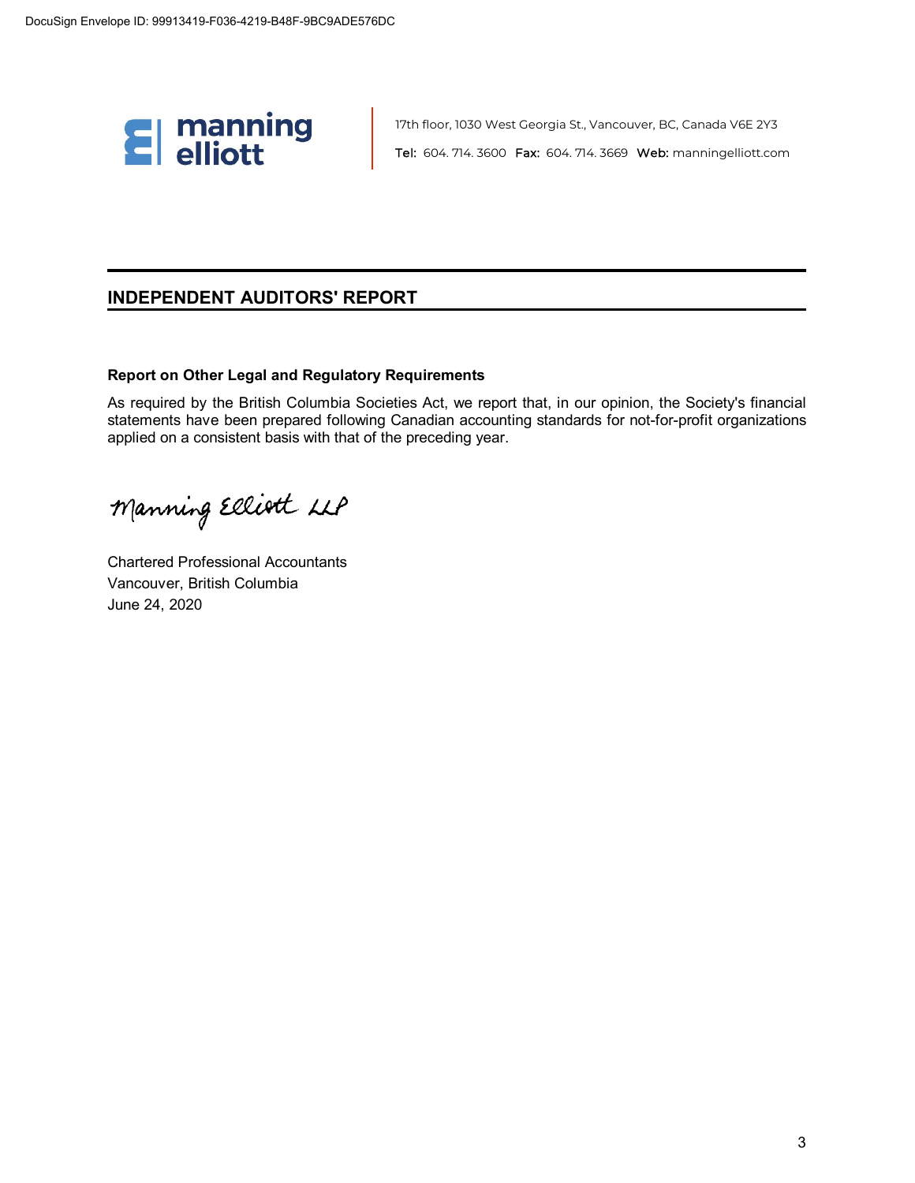DocuSign Envelope ID: 99913419-F036-4219-B48F-9BC9ADE576DC

manning elliott

17th floor, 1030 West Georgia St., Vancouver, BC, Canada V6E 2Y3

Tel: 604. 714. 3600 Fax: 604. 714. 3669 Web: manningelliott.com

## INDEPENDENT AUDITORS' REPORT

### Report on Other Legal and Regulatory Requirements

As required by the British Columbia Societies Act, we report that, in our opinion, the Society's financial statements have been prepared following Canadian accounting standards for not-for-profit organizations applied on a consistent basis with that of the preceding year.

Manning Elliott LLP

Chartered Professional Accountants
Vancouver, British Columbia
June 24, 2020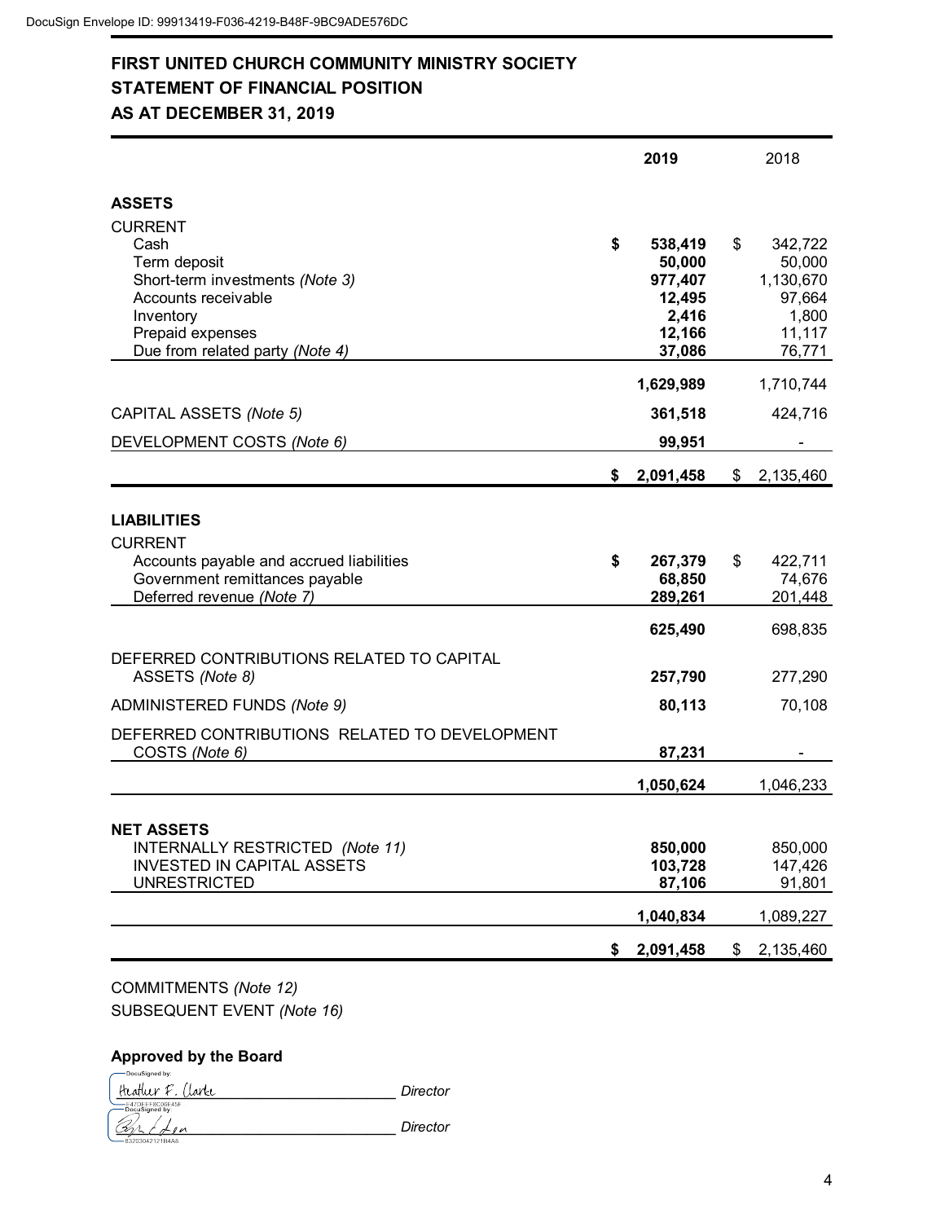# FIRST UNITED CHURCH COMMUNITY MINISTRY SOCIETY
## STATEMENT OF FINANCIAL POSITION
## AS AT DECEMBER 31, 2019

| | 2019 | 2018 |
|---|---|---|
| **ASSETS** | | |
| CURRENT | | |
| Cash | **$ 538,419** | $ 342,722 |
| Term deposit | **50,000** | 50,000 |
| Short-term investments *(Note 3)* | **977,407** | 1,130,670 |
| Accounts receivable | **12,495** | 97,664 |
| Inventory | **2,416** | 1,800 |
| Prepaid expenses | **12,166** | 11,117 |
| Due from related party *(Note 4)* | **37,086** | 76,771 |
| | **1,629,989** | 1,710,744 |
| CAPITAL ASSETS *(Note 5)* | **361,518** | 424,716 |
| DEVELOPMENT COSTS *(Note 6)* | **99,951** | - |
| | **$ 2,091,458** | $ 2,135,460 |
| **LIABILITIES** | | |
| CURRENT | | |
| Accounts payable and accrued liabilities | **$ 267,379** | $ 422,711 |
| Government remittances payable | **68,850** | 74,676 |
| Deferred revenue *(Note 7)* | **289,261** | 201,448 |
| | **625,490** | 698,835 |
| DEFERRED CONTRIBUTIONS RELATED TO CAPITAL ASSETS *(Note 8)* | **257,790** | 277,290 |
| ADMINISTERED FUNDS *(Note 9)* | **80,113** | 70,108 |
| DEFERRED CONTRIBUTIONS RELATED TO DEVELOPMENT COSTS *(Note 6)* | **87,231** | - |
| | **1,050,624** | 1,046,233 |
| **NET ASSETS** | | |
| INTERNALLY RESTRICTED *(Note 11)* | **850,000** | 850,000 |
| INVESTED IN CAPITAL ASSETS | **103,728** | 147,426 |
| UNRESTRICTED | **87,106** | 91,801 |
| | **1,040,834** | 1,089,227 |
| | **$ 2,091,458** | $ 2,135,460 |

COMMITMENTS *(Note 12)*

SUBSEQUENT EVENT *(Note 16)*

**Approved by the Board**

Heather F. Clarke _______________ *Director*

_______________ *Director*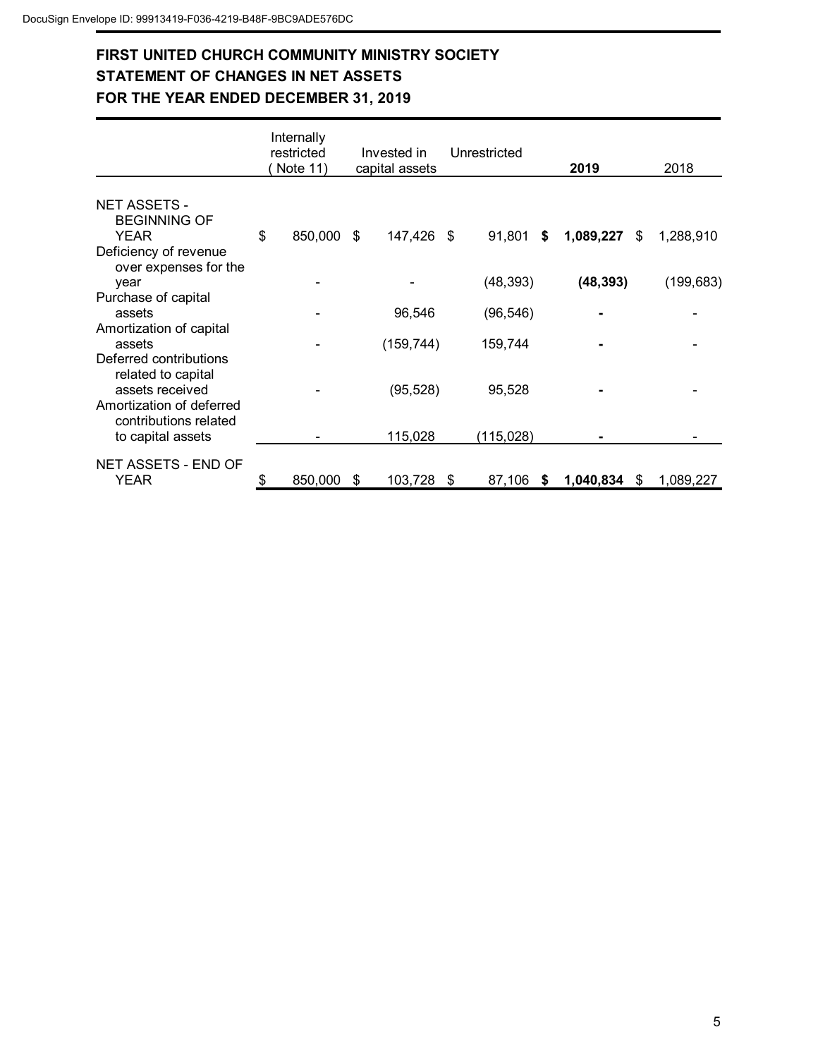DocuSign Envelope ID: 99913419-F036-4219-B48F-9BC9ADE576DC

# FIRST UNITED CHURCH COMMUNITY MINISTRY SOCIETY
## STATEMENT OF CHANGES IN NET ASSETS
## FOR THE YEAR ENDED DECEMBER 31, 2019

| | Internally restricted ( Note 11) | Invested in capital assets | Unrestricted | **2019** | 2018 |
|---|---|---|---|---|---|
| NET ASSETS - BEGINNING OF YEAR | $ 850,000 | $ 147,426 | $ 91,801 | **$ 1,089,227** | $ 1,288,910 |
| Deficiency of revenue over expenses for the year | - | - | (48,393) | **(48,393)** | (199,683) |
| Purchase of capital assets | - | 96,546 | (96,546) | **-** | - |
| Amortization of capital assets | - | (159,744) | 159,744 | **-** | - |
| Deferred contributions related to capital assets received | - | (95,528) | 95,528 | **-** | - |
| Amortization of deferred contributions related to capital assets | - | 115,028 | (115,028) | **-** | - |
| NET ASSETS - END OF YEAR | $ 850,000 | $ 103,728 | $ 87,106 | **$ 1,040,834** | $ 1,089,227 |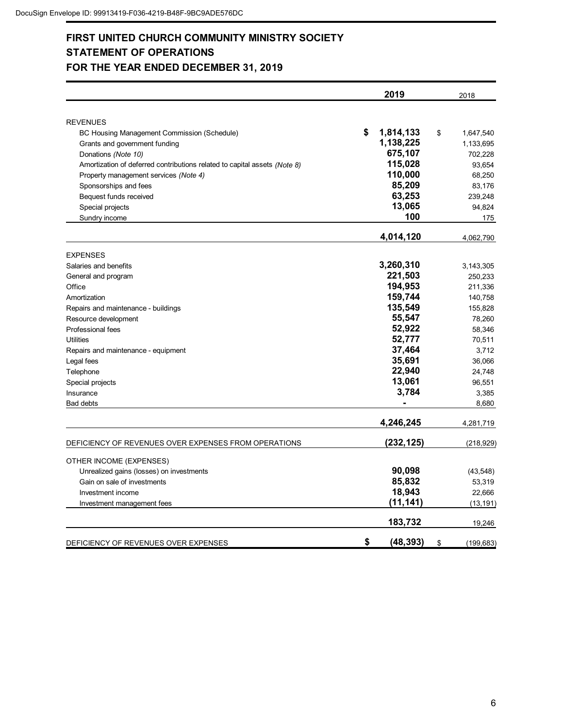DocuSign Envelope ID: 99913419-F036-4219-B48F-9BC9ADE576DC

# FIRST UNITED CHURCH COMMUNITY MINISTRY SOCIETY
## STATEMENT OF OPERATIONS
## FOR THE YEAR ENDED DECEMBER 31, 2019

| | 2019 | 2018 |
|---|---|---|
| REVENUES | | |
| BC Housing Management Commission (Schedule) | **$ 1,814,133** | $ 1,647,540 |
| Grants and government funding | **1,138,225** | 1,133,695 |
| Donations *(Note 10)* | **675,107** | 702,228 |
| Amortization of deferred contributions related to capital assets *(Note 8)* | **115,028** | 93,654 |
| Property management services *(Note 4)* | **110,000** | 68,250 |
| Sponsorships and fees | **85,209** | 83,176 |
| Bequest funds received | **63,253** | 239,248 |
| Special projects | **13,065** | 94,824 |
| Sundry income | **100** | 175 |
| | **4,014,120** | 4,062,790 |
| EXPENSES | | |
| Salaries and benefits | **3,260,310** | 3,143,305 |
| General and program | **221,503** | 250,233 |
| Office | **194,953** | 211,336 |
| Amortization | **159,744** | 140,758 |
| Repairs and maintenance - buildings | **135,549** | 155,828 |
| Resource development | **55,547** | 78,260 |
| Professional fees | **52,922** | 58,346 |
| Utilities | **52,777** | 70,511 |
| Repairs and maintenance - equipment | **37,464** | 3,712 |
| Legal fees | **35,691** | 36,066 |
| Telephone | **22,940** | 24,748 |
| Special projects | **13,061** | 96,551 |
| Insurance | **3,784** | 3,385 |
| Bad debts | **-** | 8,680 |
| | **4,246,245** | 4,281,719 |
| DEFICIENCY OF REVENUES OVER EXPENSES FROM OPERATIONS | **(232,125)** | (218,929) |
| OTHER INCOME (EXPENSES) | | |
| Unrealized gains (losses) on investments | **90,098** | (43,548) |
| Gain on sale of investments | **85,832** | 53,319 |
| Investment income | **18,943** | 22,666 |
| Investment management fees | **(11,141)** | (13,191) |
| | **183,732** | 19,246 |
| DEFICIENCY OF REVENUES OVER EXPENSES | **$ (48,393)** | $ (199,683) |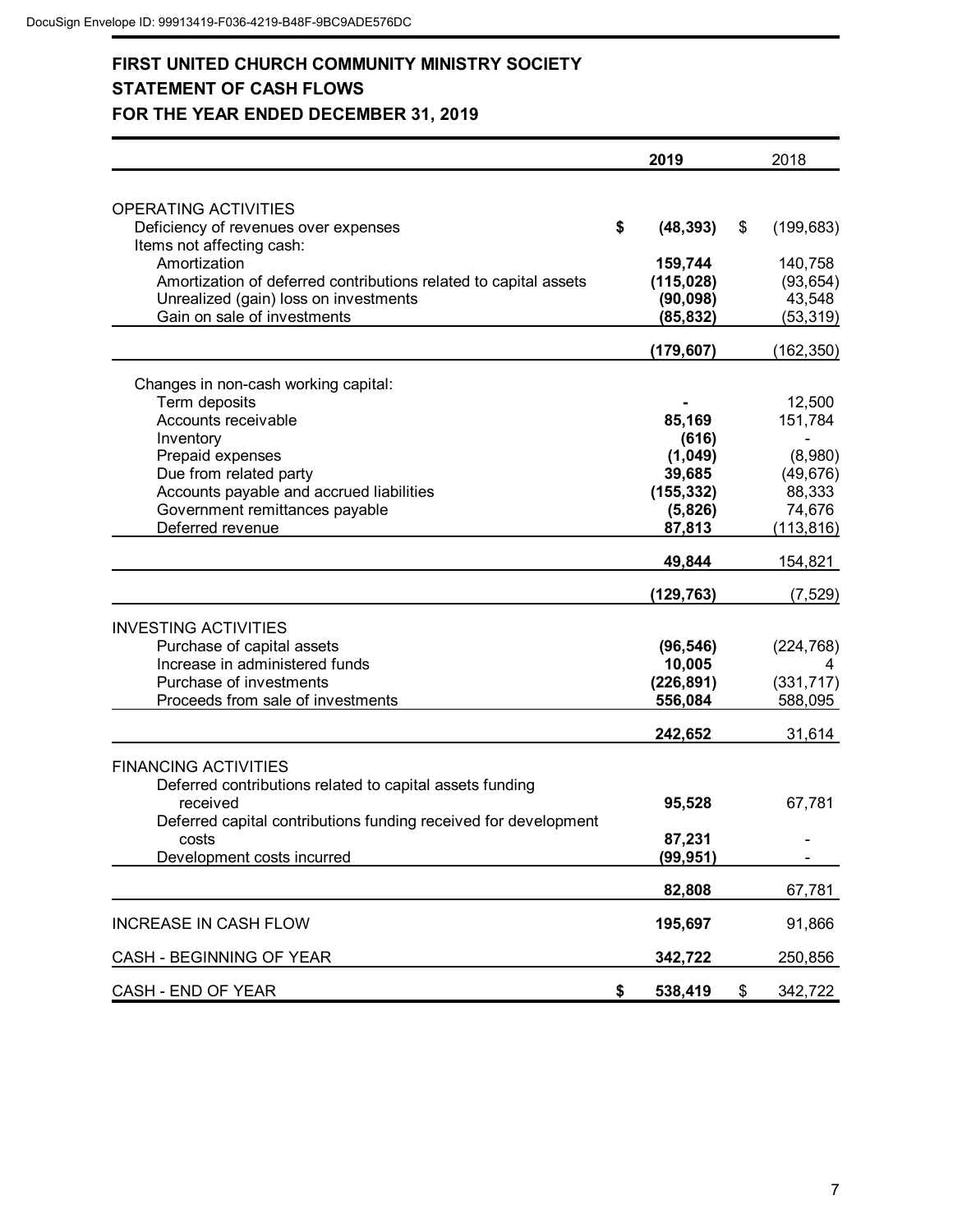# FIRST UNITED CHURCH COMMUNITY MINISTRY SOCIETY

## STATEMENT OF CASH FLOWS

## FOR THE YEAR ENDED DECEMBER 31, 2019

| | **2019** | 2018 |
|---|---|---|
| OPERATING ACTIVITIES | | |
| Deficiency of revenues over expenses | **$ (48,393)** | $ (199,683) |
| Items not affecting cash: | | |
| Amortization | **159,744** | 140,758 |
| Amortization of deferred contributions related to capital assets | **(115,028)** | (93,654) |
| Unrealized (gain) loss on investments | **(90,098)** | 43,548 |
| Gain on sale of investments | **(85,832)** | (53,319) |
| | **(179,607)** | (162,350) |
| Changes in non-cash working capital: | | |
| Term deposits | **-** | 12,500 |
| Accounts receivable | **85,169** | 151,784 |
| Inventory | **(616)** | - |
| Prepaid expenses | **(1,049)** | (8,980) |
| Due from related party | **39,685** | (49,676) |
| Accounts payable and accrued liabilities | **(155,332)** | 88,333 |
| Government remittances payable | **(5,826)** | 74,676 |
| Deferred revenue | **87,813** | (113,816) |
| | **49,844** | 154,821 |
| | **(129,763)** | (7,529) |
| INVESTING ACTIVITIES | | |
| Purchase of capital assets | **(96,546)** | (224,768) |
| Increase in administered funds | **10,005** | 4 |
| Purchase of investments | **(226,891)** | (331,717) |
| Proceeds from sale of investments | **556,084** | 588,095 |
| | **242,652** | 31,614 |
| FINANCING ACTIVITIES | | |
| Deferred contributions related to capital assets funding received | **95,528** | 67,781 |
| Deferred capital contributions funding received for development costs | **87,231** | - |
| Development costs incurred | **(99,951)** | - |
| | **82,808** | 67,781 |
| INCREASE IN CASH FLOW | **195,697** | 91,866 |
| CASH - BEGINNING OF YEAR | **342,722** | 250,856 |
| CASH - END OF YEAR | **$ 538,419** | $ 342,722 |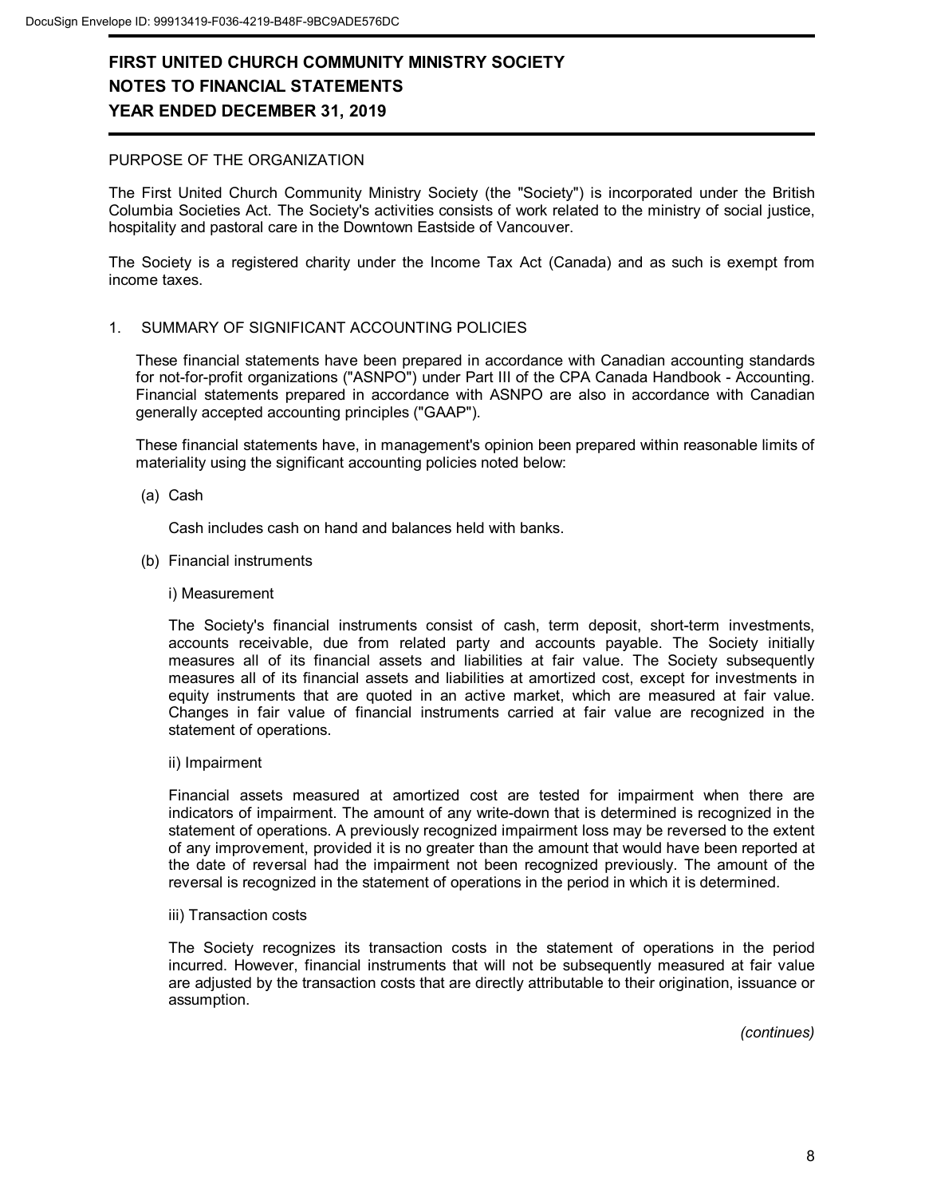# FIRST UNITED CHURCH COMMUNITY MINISTRY SOCIETY
## NOTES TO FINANCIAL STATEMENTS
## YEAR ENDED DECEMBER 31, 2019

PURPOSE OF THE ORGANIZATION

The First United Church Community Ministry Society (the "Society") is incorporated under the British Columbia Societies Act. The Society's activities consists of work related to the ministry of social justice, hospitality and pastoral care in the Downtown Eastside of Vancouver.

The Society is a registered charity under the Income Tax Act (Canada) and as such is exempt from income taxes.

1. SUMMARY OF SIGNIFICANT ACCOUNTING POLICIES

These financial statements have been prepared in accordance with Canadian accounting standards for not-for-profit organizations ("ASNPO") under Part III of the CPA Canada Handbook - Accounting. Financial statements prepared in accordance with ASNPO are also in accordance with Canadian generally accepted accounting principles ("GAAP").

These financial statements have, in management's opinion been prepared within reasonable limits of materiality using the significant accounting policies noted below:

(a) Cash

Cash includes cash on hand and balances held with banks.

(b) Financial instruments

i) Measurement

The Society's financial instruments consist of cash, term deposit, short-term investments, accounts receivable, due from related party and accounts payable. The Society initially measures all of its financial assets and liabilities at fair value. The Society subsequently measures all of its financial assets and liabilities at amortized cost, except for investments in equity instruments that are quoted in an active market, which are measured at fair value. Changes in fair value of financial instruments carried at fair value are recognized in the statement of operations.

ii) Impairment

Financial assets measured at amortized cost are tested for impairment when there are indicators of impairment. The amount of any write-down that is determined is recognized in the statement of operations. A previously recognized impairment loss may be reversed to the extent of any improvement, provided it is no greater than the amount that would have been reported at the date of reversal had the impairment not been recognized previously. The amount of the reversal is recognized in the statement of operations in the period in which it is determined.

iii) Transaction costs

The Society recognizes its transaction costs in the statement of operations in the period incurred. However, financial instruments that will not be subsequently measured at fair value are adjusted by the transaction costs that are directly attributable to their origination, issuance or assumption.

*(continues)*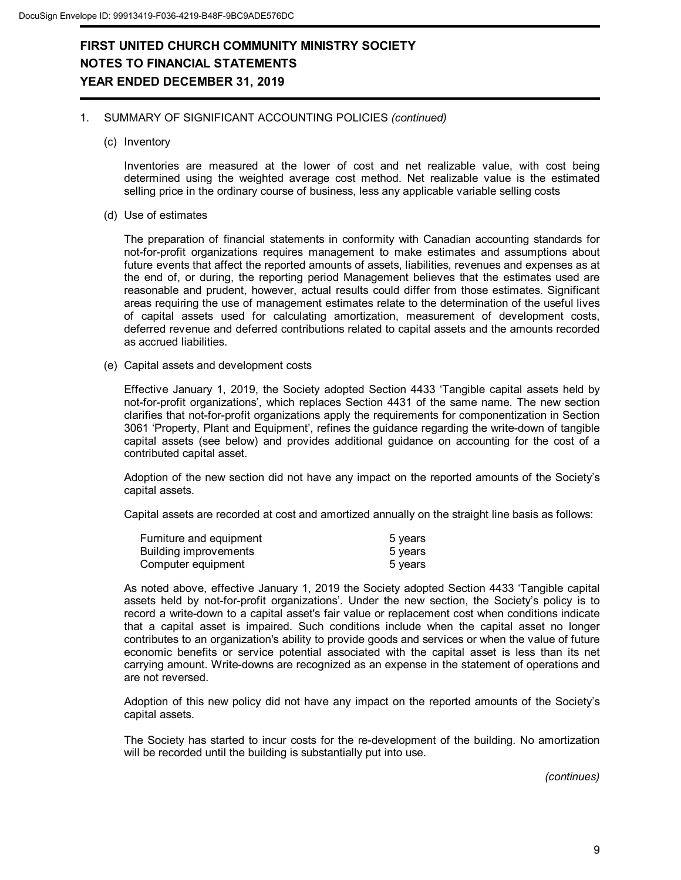# FIRST UNITED CHURCH COMMUNITY MINISTRY SOCIETY
## NOTES TO FINANCIAL STATEMENTS
## YEAR ENDED DECEMBER 31, 2019

1. SUMMARY OF SIGNIFICANT ACCOUNTING POLICIES *(continued)*

(c) Inventory

Inventories are measured at the lower of cost and net realizable value, with cost being determined using the weighted average cost method. Net realizable value is the estimated selling price in the ordinary course of business, less any applicable variable selling costs

(d) Use of estimates

The preparation of financial statements in conformity with Canadian accounting standards for not-for-profit organizations requires management to make estimates and assumptions about future events that affect the reported amounts of assets, liabilities, revenues and expenses as at the end of, or during, the reporting period Management believes that the estimates used are reasonable and prudent, however, actual results could differ from those estimates. Significant areas requiring the use of management estimates relate to the determination of the useful lives of capital assets used for calculating amortization, measurement of development costs, deferred revenue and deferred contributions related to capital assets and the amounts recorded as accrued liabilities.

(e) Capital assets and development costs

Effective January 1, 2019, the Society adopted Section 4433 'Tangible capital assets held by not-for-profit organizations', which replaces Section 4431 of the same name. The new section clarifies that not-for-profit organizations apply the requirements for componentization in Section 3061 'Property, Plant and Equipment', refines the guidance regarding the write-down of tangible capital assets (see below) and provides additional guidance on accounting for the cost of a contributed capital asset.

Adoption of the new section did not have any impact on the reported amounts of the Society's capital assets.

Capital assets are recorded at cost and amortized annually on the straight line basis as follows:

| | |
|---|---|
| Furniture and equipment | 5 years |
| Building improvements | 5 years |
| Computer equipment | 5 years |

As noted above, effective January 1, 2019 the Society adopted Section 4433 'Tangible capital assets held by not-for-profit organizations'. Under the new section, the Society's policy is to record a write-down to a capital asset's fair value or replacement cost when conditions indicate that a capital asset is impaired. Such conditions include when the capital asset no longer contributes to an organization's ability to provide goods and services or when the value of future economic benefits or service potential associated with the capital asset is less than its net carrying amount. Write-downs are recognized as an expense in the statement of operations and are not reversed.

Adoption of this new policy did not have any impact on the reported amounts of the Society's capital assets.

The Society has started to incur costs for the re-development of the building. No amortization will be recorded until the building is substantially put into use.

*(continues)*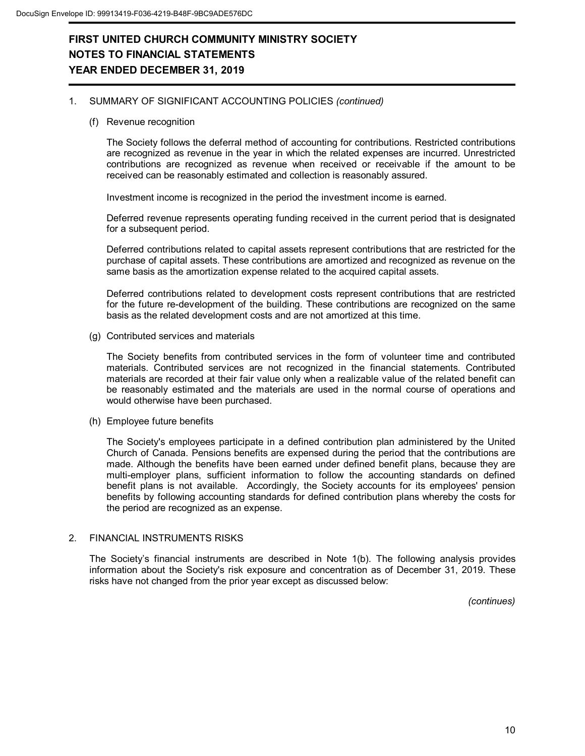# FIRST UNITED CHURCH COMMUNITY MINISTRY SOCIETY
## NOTES TO FINANCIAL STATEMENTS
## YEAR ENDED DECEMBER 31, 2019

1. SUMMARY OF SIGNIFICANT ACCOUNTING POLICIES *(continued)*

   (f) Revenue recognition

   The Society follows the deferral method of accounting for contributions. Restricted contributions are recognized as revenue in the year in which the related expenses are incurred. Unrestricted contributions are recognized as revenue when received or receivable if the amount to be received can be reasonably estimated and collection is reasonably assured.

   Investment income is recognized in the period the investment income is earned.

   Deferred revenue represents operating funding received in the current period that is designated for a subsequent period.

   Deferred contributions related to capital assets represent contributions that are restricted for the purchase of capital assets. These contributions are amortized and recognized as revenue on the same basis as the amortization expense related to the acquired capital assets.

   Deferred contributions related to development costs represent contributions that are restricted for the future re-development of the building. These contributions are recognized on the same basis as the related development costs and are not amortized at this time.

   (g) Contributed services and materials

   The Society benefits from contributed services in the form of volunteer time and contributed materials. Contributed services are not recognized in the financial statements. Contributed materials are recorded at their fair value only when a realizable value of the related benefit can be reasonably estimated and the materials are used in the normal course of operations and would otherwise have been purchased.

   (h) Employee future benefits

   The Society's employees participate in a defined contribution plan administered by the United Church of Canada. Pensions benefits are expensed during the period that the contributions are made. Although the benefits have been earned under defined benefit plans, because they are multi-employer plans, sufficient information to follow the accounting standards on defined benefit plans is not available. Accordingly, the Society accounts for its employees' pension benefits by following accounting standards for defined contribution plans whereby the costs for the period are recognized as an expense.

2. FINANCIAL INSTRUMENTS RISKS

   The Society's financial instruments are described in Note 1(b). The following analysis provides information about the Society's risk exposure and concentration as of December 31, 2019. These risks have not changed from the prior year except as discussed below:

*(continues)*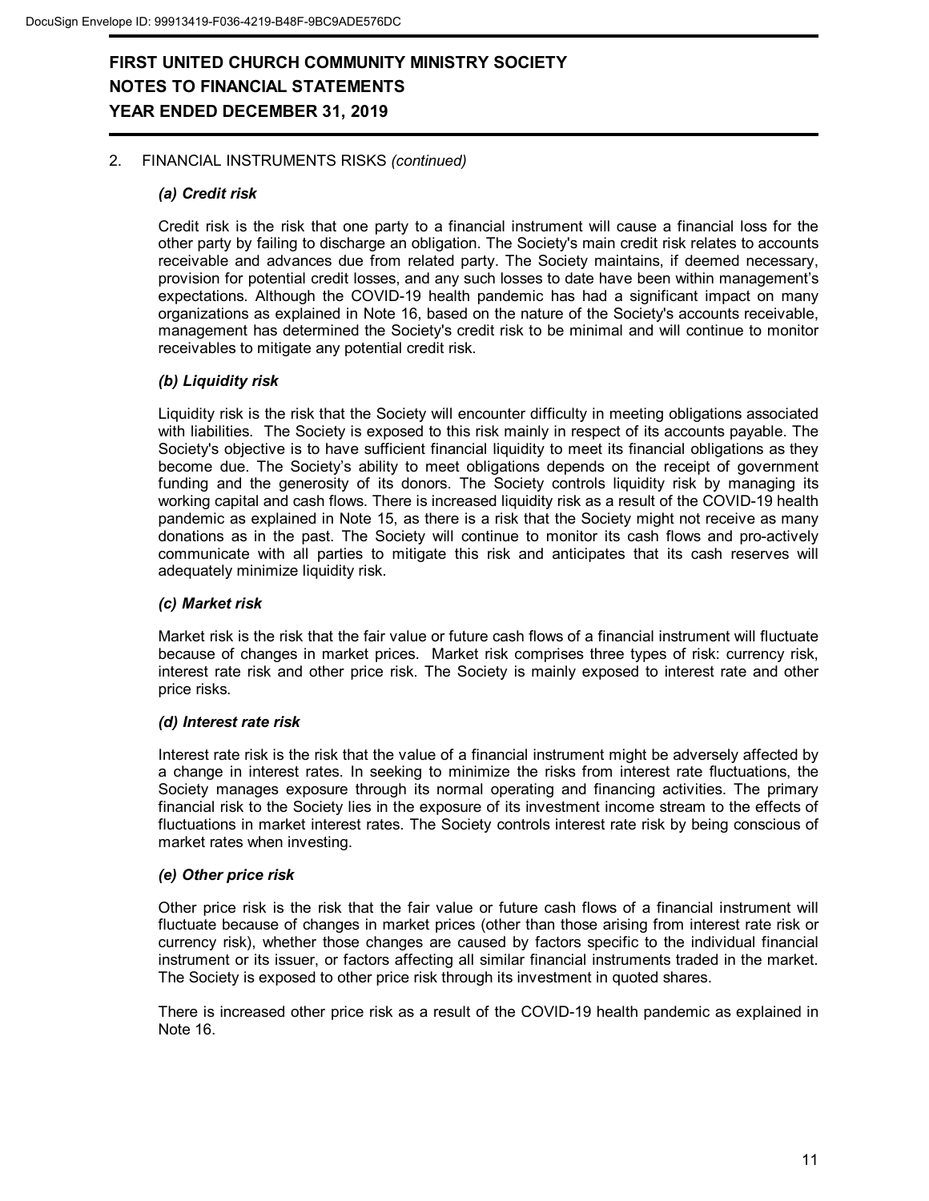# FIRST UNITED CHURCH COMMUNITY MINISTRY SOCIETY
## NOTES TO FINANCIAL STATEMENTS
## YEAR ENDED DECEMBER 31, 2019

2. FINANCIAL INSTRUMENTS RISKS *(continued)*

### *(a) Credit risk*

Credit risk is the risk that one party to a financial instrument will cause a financial loss for the other party by failing to discharge an obligation. The Society's main credit risk relates to accounts receivable and advances due from related party. The Society maintains, if deemed necessary, provision for potential credit losses, and any such losses to date have been within management's expectations. Although the COVID-19 health pandemic has had a significant impact on many organizations as explained in Note 16, based on the nature of the Society's accounts receivable, management has determined the Society's credit risk to be minimal and will continue to monitor receivables to mitigate any potential credit risk.

### *(b) Liquidity risk*

Liquidity risk is the risk that the Society will encounter difficulty in meeting obligations associated with liabilities. The Society is exposed to this risk mainly in respect of its accounts payable. The Society's objective is to have sufficient financial liquidity to meet its financial obligations as they become due. The Society's ability to meet obligations depends on the receipt of government funding and the generosity of its donors. The Society controls liquidity risk by managing its working capital and cash flows. There is increased liquidity risk as a result of the COVID-19 health pandemic as explained in Note 15, as there is a risk that the Society might not receive as many donations as in the past. The Society will continue to monitor its cash flows and pro-actively communicate with all parties to mitigate this risk and anticipates that its cash reserves will adequately minimize liquidity risk.

### *(c) Market risk*

Market risk is the risk that the fair value or future cash flows of a financial instrument will fluctuate because of changes in market prices. Market risk comprises three types of risk: currency risk, interest rate risk and other price risk. The Society is mainly exposed to interest rate and other price risks.

### *(d) Interest rate risk*

Interest rate risk is the risk that the value of a financial instrument might be adversely affected by a change in interest rates. In seeking to minimize the risks from interest rate fluctuations, the Society manages exposure through its normal operating and financing activities. The primary financial risk to the Society lies in the exposure of its investment income stream to the effects of fluctuations in market interest rates. The Society controls interest rate risk by being conscious of market rates when investing.

### *(e) Other price risk*

Other price risk is the risk that the fair value or future cash flows of a financial instrument will fluctuate because of changes in market prices (other than those arising from interest rate risk or currency risk), whether those changes are caused by factors specific to the individual financial instrument or its issuer, or factors affecting all similar financial instruments traded in the market. The Society is exposed to other price risk through its investment in quoted shares.

There is increased other price risk as a result of the COVID-19 health pandemic as explained in Note 16.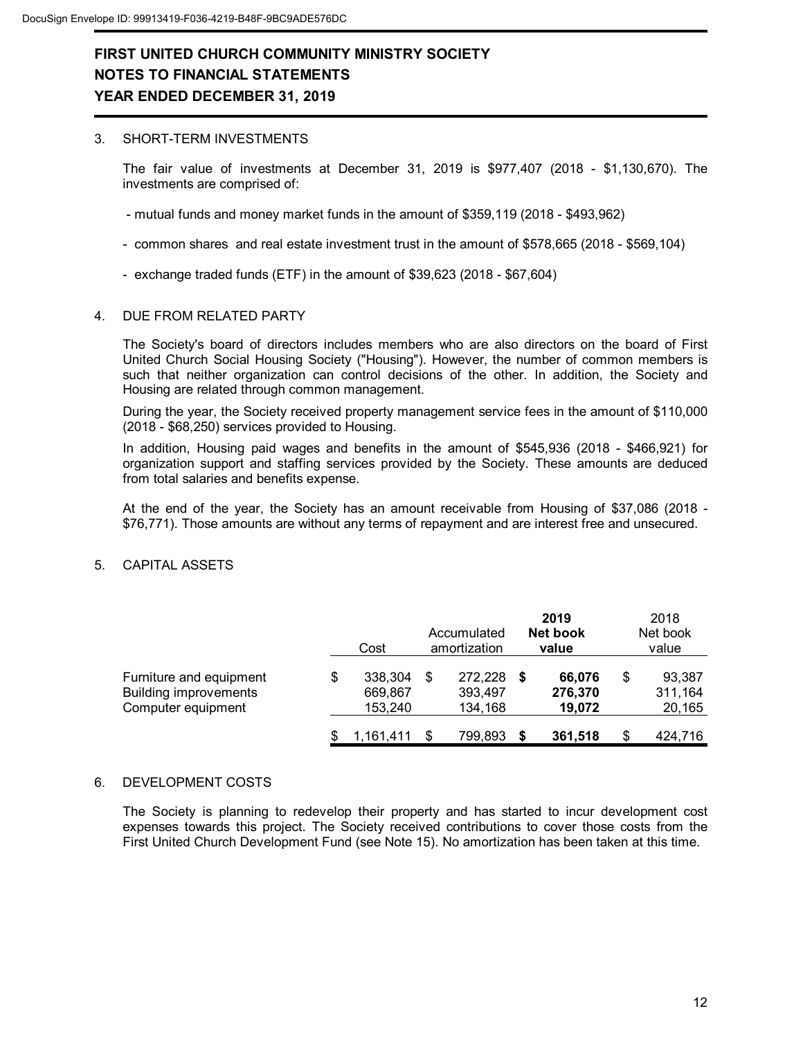# FIRST UNITED CHURCH COMMUNITY MINISTRY SOCIETY
# NOTES TO FINANCIAL STATEMENTS
# YEAR ENDED DECEMBER 31, 2019

## 3. SHORT-TERM INVESTMENTS

The fair value of investments at December 31, 2019 is $977,407 (2018 - $1,130,670). The investments are comprised of:

- mutual funds and money market funds in the amount of $359,119 (2018 - $493,962)
- common shares and real estate investment trust in the amount of $578,665 (2018 - $569,104)
- exchange traded funds (ETF) in the amount of $39,623 (2018 - $67,604)

## 4. DUE FROM RELATED PARTY

The Society's board of directors includes members who are also directors on the board of First United Church Social Housing Society ("Housing"). However, the number of common members is such that neither organization can control decisions of the other. In addition, the Society and Housing are related through common management.

During the year, the Society received property management service fees in the amount of $110,000 (2018 - $68,250) services provided to Housing.

In addition, Housing paid wages and benefits in the amount of $545,936 (2018 - $466,921) for organization support and staffing services provided by the Society. These amounts are deduced from total salaries and benefits expense.

At the end of the year, the Society has an amount receivable from Housing of $37,086 (2018 - $76,771). Those amounts are without any terms of repayment and are interest free and unsecured.

## 5. CAPITAL ASSETS

| | Cost | Accumulated amortization | **2019 Net book value** | 2018 Net book value |
|---|---|---|---|---|
| Furniture and equipment | $ 338,304 | $ 272,228 | **$ 66,076** | $ 93,387 |
| Building improvements | 669,867 | 393,497 | **276,370** | 311,164 |
| Computer equipment | 153,240 | 134,168 | **19,072** | 20,165 |
| | $ 1,161,411 | $ 799,893 | **$ 361,518** | $ 424,716 |

## 6. DEVELOPMENT COSTS

The Society is planning to redevelop their property and has started to incur development cost expenses towards this project. The Society received contributions to cover those costs from the First United Church Development Fund (see Note 15). No amortization has been taken at this time.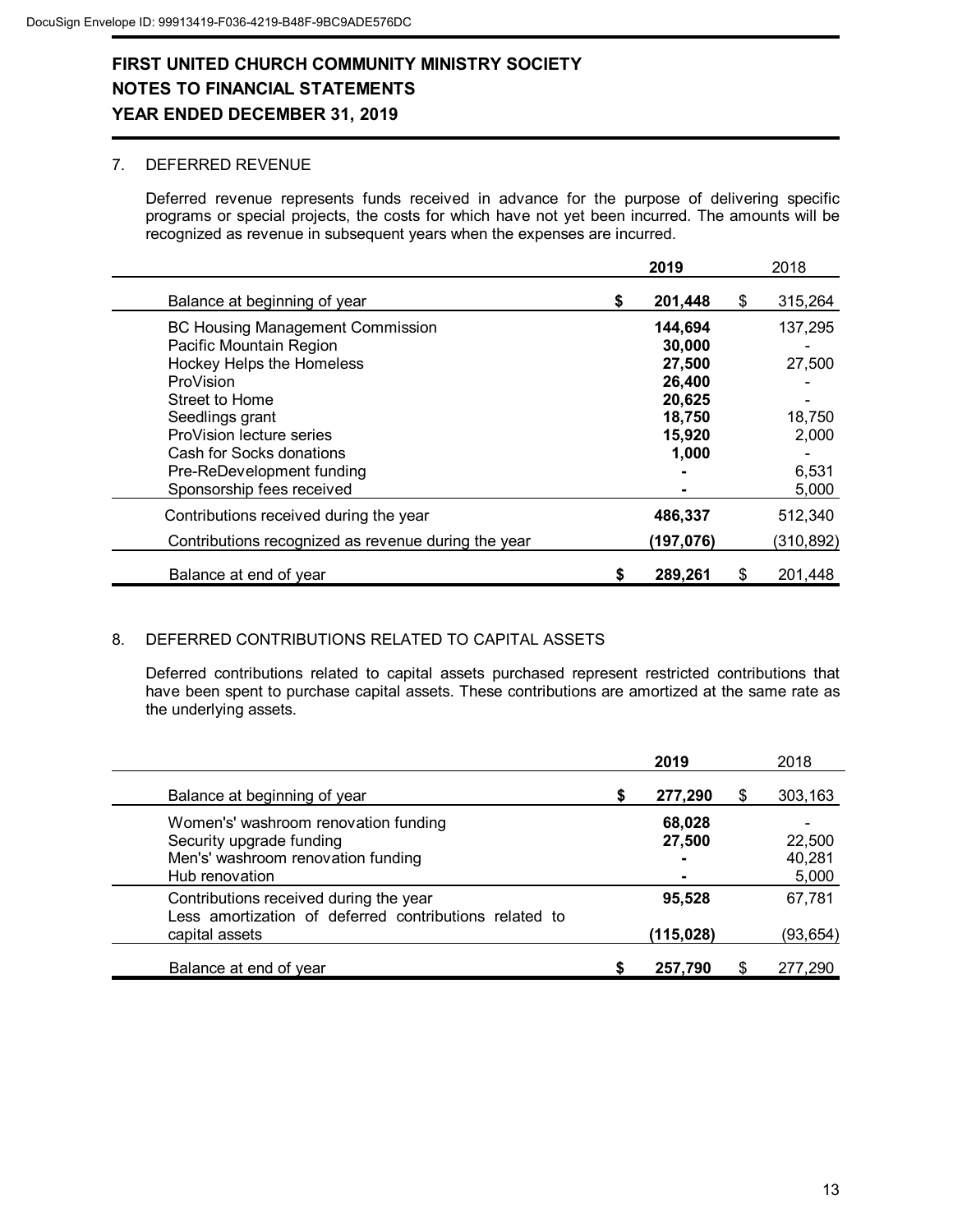# FIRST UNITED CHURCH COMMUNITY MINISTRY SOCIETY
# NOTES TO FINANCIAL STATEMENTS
# YEAR ENDED DECEMBER 31, 2019

## 7. DEFERRED REVENUE

Deferred revenue represents funds received in advance for the purpose of delivering specific programs or special projects, the costs for which have not yet been incurred. The amounts will be recognized as revenue in subsequent years when the expenses are incurred.

| | 2019 | 2018 |
|---|---|---|
| Balance at beginning of year | $ 201,448 | $ 315,264 |
| BC Housing Management Commission | 144,694 | 137,295 |
| Pacific Mountain Region | 30,000 | - |
| Hockey Helps the Homeless | 27,500 | 27,500 |
| ProVision | 26,400 | - |
| Street to Home | 20,625 | - |
| Seedlings grant | 18,750 | 18,750 |
| ProVision lecture series | 15,920 | 2,000 |
| Cash for Socks donations | 1,000 | - |
| Pre-ReDevelopment funding | - | 6,531 |
| Sponsorship fees received | - | 5,000 |
| Contributions received during the year | 486,337 | 512,340 |
| Contributions recognized as revenue during the year | (197,076) | (310,892) |
| Balance at end of year | $ 289,261 | $ 201,448 |

## 8. DEFERRED CONTRIBUTIONS RELATED TO CAPITAL ASSETS

Deferred contributions related to capital assets purchased represent restricted contributions that have been spent to purchase capital assets. These contributions are amortized at the same rate as the underlying assets.

| | 2019 | 2018 |
|---|---|---|
| Balance at beginning of year | $ 277,290 | $ 303,163 |
| Women's' washroom renovation funding | 68,028 | - |
| Security upgrade funding | 27,500 | 22,500 |
| Men's' washroom renovation funding | - | 40,281 |
| Hub renovation | - | 5,000 |
| Contributions received during the year | 95,528 | 67,781 |
| Less amortization of deferred contributions related to capital assets | (115,028) | (93,654) |
| Balance at end of year | $ 257,790 | $ 277,290 |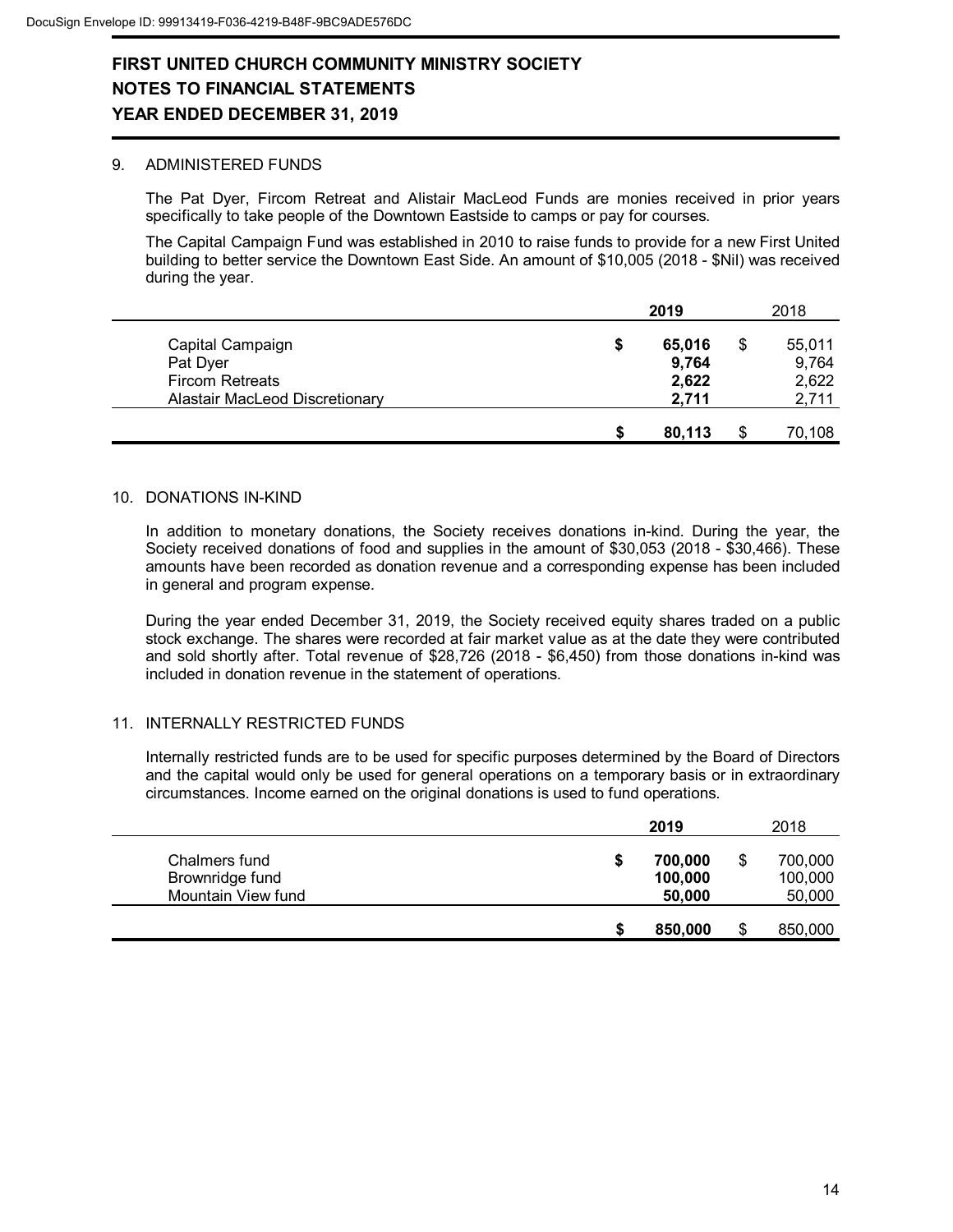# FIRST UNITED CHURCH COMMUNITY MINISTRY SOCIETY
## NOTES TO FINANCIAL STATEMENTS
## YEAR ENDED DECEMBER 31, 2019

### 9. ADMINISTERED FUNDS

The Pat Dyer, Fircom Retreat and Alistair MacLeod Funds are monies received in prior years specifically to take people of the Downtown Eastside to camps or pay for courses.

The Capital Campaign Fund was established in 2010 to raise funds to provide for a new First United building to better service the Downtown East Side. An amount of $10,005 (2018 - $Nil) was received during the year.

| | 2019 | 2018 |
|---|---|---|
| Capital Campaign | **$ 65,016** | $ 55,011 |
| Pat Dyer | **9,764** | 9,764 |
| Fircom Retreats | **2,622** | 2,622 |
| Alastair MacLeod Discretionary | **2,711** | 2,711 |
| | **$ 80,113** | $ 70,108 |

### 10. DONATIONS IN-KIND

In addition to monetary donations, the Society receives donations in-kind. During the year, the Society received donations of food and supplies in the amount of $30,053 (2018 - $30,466). These amounts have been recorded as donation revenue and a corresponding expense has been included in general and program expense.

During the year ended December 31, 2019, the Society received equity shares traded on a public stock exchange. The shares were recorded at fair market value as at the date they were contributed and sold shortly after. Total revenue of $28,726 (2018 - $6,450) from those donations in-kind was included in donation revenue in the statement of operations.

### 11. INTERNALLY RESTRICTED FUNDS

Internally restricted funds are to be used for specific purposes determined by the Board of Directors and the capital would only be used for general operations on a temporary basis or in extraordinary circumstances. Income earned on the original donations is used to fund operations.

| | 2019 | 2018 |
|---|---|---|
| Chalmers fund | **$ 700,000** | $ 700,000 |
| Brownridge fund | **100,000** | 100,000 |
| Mountain View fund | **50,000** | 50,000 |
| | **$ 850,000** | $ 850,000 |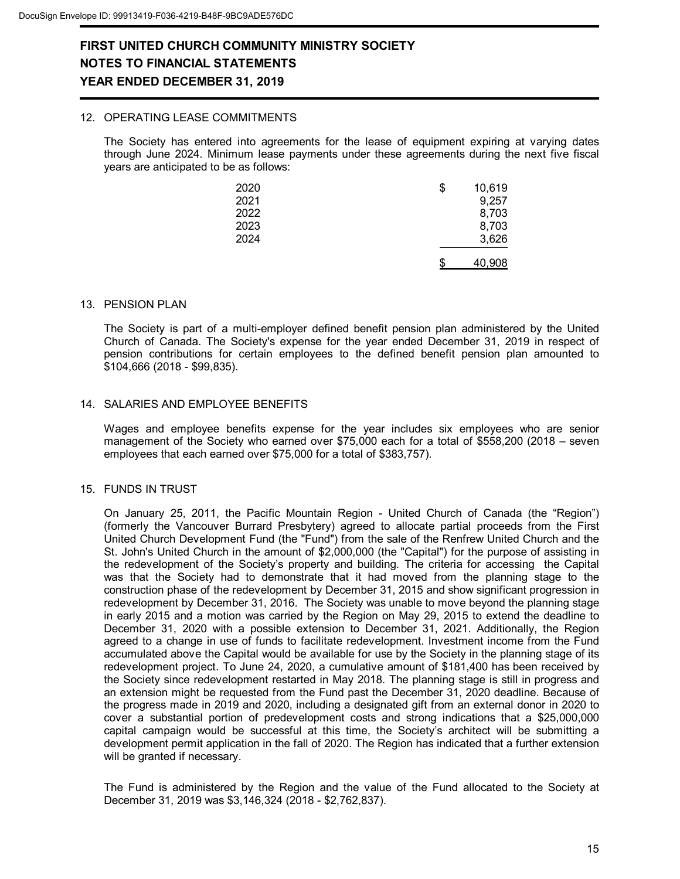# FIRST UNITED CHURCH COMMUNITY MINISTRY SOCIETY
# NOTES TO FINANCIAL STATEMENTS
# YEAR ENDED DECEMBER 31, 2019

## 12. OPERATING LEASE COMMITMENTS

The Society has entered into agreements for the lease of equipment expiring at varying dates through June 2024. Minimum lease payments under these agreements during the next five fiscal years are anticipated to be as follows:

| Year | Amount |
|---|---|
| 2020 | $ 10,619 |
| 2021 | 9,257 |
| 2022 | 8,703 |
| 2023 | 8,703 |
| 2024 | 3,626 |
| | $ 40,908 |

## 13. PENSION PLAN

The Society is part of a multi-employer defined benefit pension plan administered by the United Church of Canada. The Society's expense for the year ended December 31, 2019 in respect of pension contributions for certain employees to the defined benefit pension plan amounted to $104,666 (2018 - $99,835).

## 14. SALARIES AND EMPLOYEE BENEFITS

Wages and employee benefits expense for the year includes six employees who are senior management of the Society who earned over $75,000 each for a total of $558,200 (2018 – seven employees that each earned over $75,000 for a total of $383,757).

## 15. FUNDS IN TRUST

On January 25, 2011, the Pacific Mountain Region - United Church of Canada (the "Region") (formerly the Vancouver Burrard Presbytery) agreed to allocate partial proceeds from the First United Church Development Fund (the "Fund") from the sale of the Renfrew United Church and the St. John's United Church in the amount of $2,000,000 (the "Capital") for the purpose of assisting in the redevelopment of the Society's property and building. The criteria for accessing the Capital was that the Society had to demonstrate that it had moved from the planning stage to the construction phase of the redevelopment by December 31, 2015 and show significant progression in redevelopment by December 31, 2016. The Society was unable to move beyond the planning stage in early 2015 and a motion was carried by the Region on May 29, 2015 to extend the deadline to December 31, 2020 with a possible extension to December 31, 2021. Additionally, the Region agreed to a change in use of funds to facilitate redevelopment. Investment income from the Fund accumulated above the Capital would be available for use by the Society in the planning stage of its redevelopment project. To June 24, 2020, a cumulative amount of $181,400 has been received by the Society since redevelopment restarted in May 2018. The planning stage is still in progress and an extension might be requested from the Fund past the December 31, 2020 deadline. Because of the progress made in 2019 and 2020, including a designated gift from an external donor in 2020 to cover a substantial portion of predevelopment costs and strong indications that a $25,000,000 capital campaign would be successful at this time, the Society's architect will be submitting a development permit application in the fall of 2020. The Region has indicated that a further extension will be granted if necessary.

The Fund is administered by the Region and the value of the Fund allocated to the Society at December 31, 2019 was $3,146,324 (2018 - $2,762,837).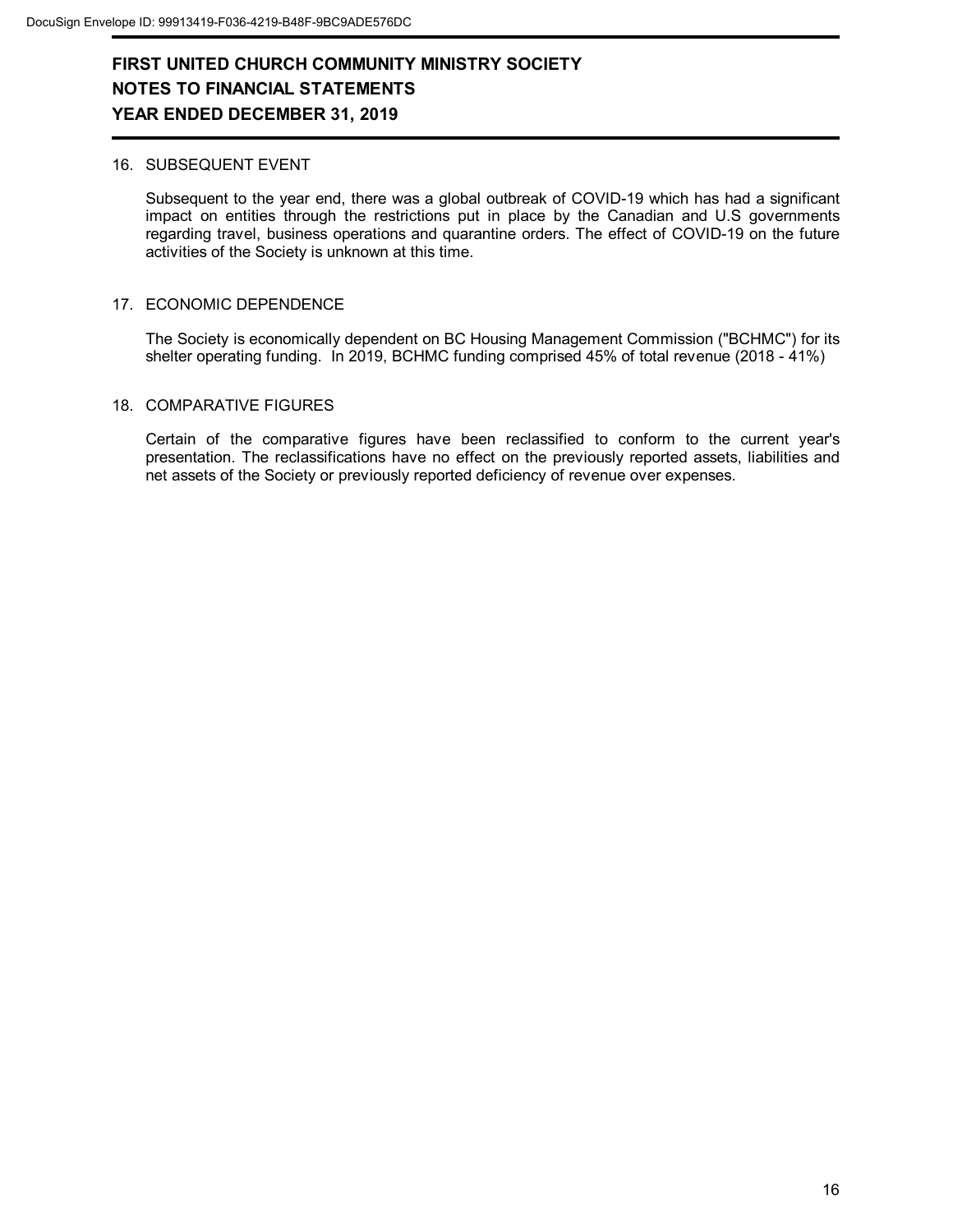## 16. SUBSEQUENT EVENT

Subsequent to the year end, there was a global outbreak of COVID-19 which has had a significant impact on entities through the restrictions put in place by the Canadian and U.S governments regarding travel, business operations and quarantine orders. The effect of COVID-19 on the future activities of the Society is unknown at this time.

## 17. ECONOMIC DEPENDENCE

The Society is economically dependent on BC Housing Management Commission ("BCHMC") for its shelter operating funding. In 2019, BCHMC funding comprised 45% of total revenue (2018 - 41%)

## 18. COMPARATIVE FIGURES

Certain of the comparative figures have been reclassified to conform to the current year's presentation. The reclassifications have no effect on the previously reported assets, liabilities and net assets of the Society or previously reported deficiency of revenue over expenses.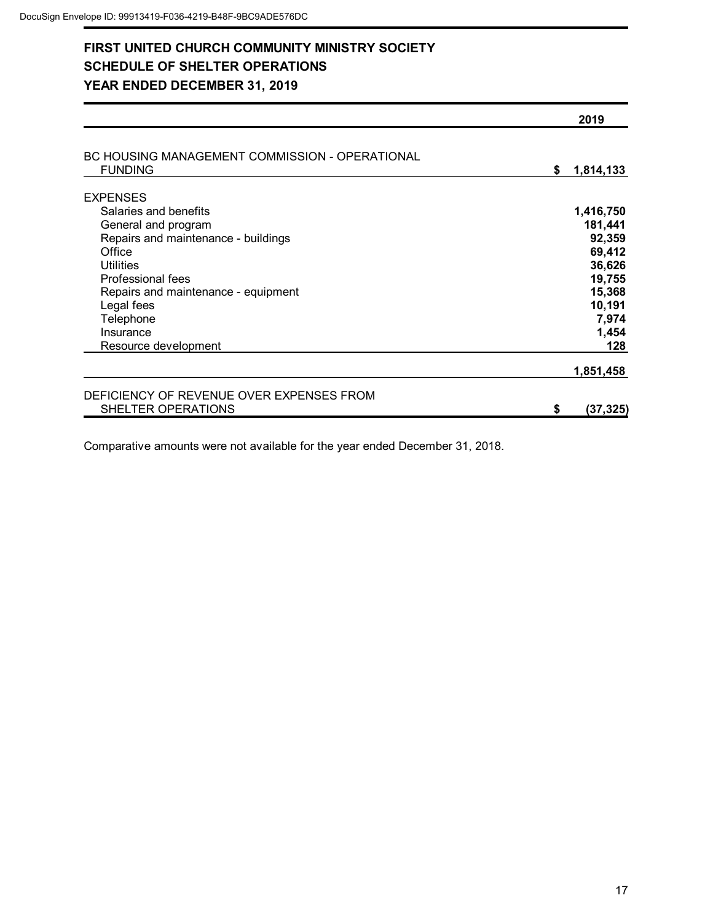# FIRST UNITED CHURCH COMMUNITY MINISTRY SOCIETY

## SCHEDULE OF SHELTER OPERATIONS

## YEAR ENDED DECEMBER 31, 2019

| | 2019 |
|---|---|
| BC HOUSING MANAGEMENT COMMISSION - OPERATIONAL FUNDING | $ 1,814,133 |
| **EXPENSES** | |
| Salaries and benefits | 1,416,750 |
| General and program | 181,441 |
| Repairs and maintenance - buildings | 92,359 |
| Office | 69,412 |
| Utilities | 36,626 |
| Professional fees | 19,755 |
| Repairs and maintenance - equipment | 15,368 |
| Legal fees | 10,191 |
| Telephone | 7,974 |
| Insurance | 1,454 |
| Resource development | 128 |
| | 1,851,458 |
| DEFICIENCY OF REVENUE OVER EXPENSES FROM SHELTER OPERATIONS | $ (37,325) |

Comparative amounts were not available for the year ended December 31, 2018.